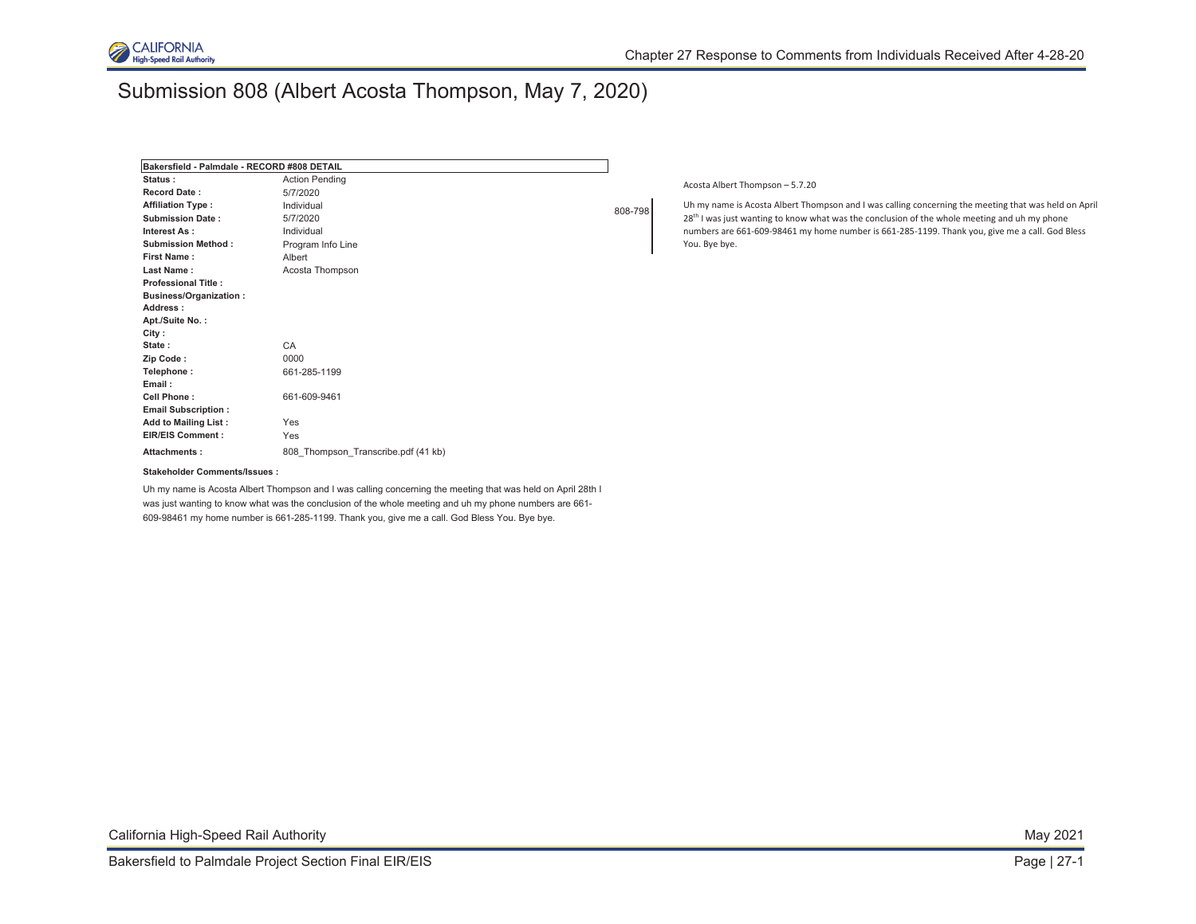# Submission 808 (Albert Acosta Thompson, May 7, 2020)

| Bakersfield - Palmdale - RECORD #808 DETAIL | |
|---|---|
| **Status :** | Action Pending |
| **Record Date :** | 5/7/2020 |
| **Affiliation Type :** | Individual |
| **Submission Date :** | 5/7/2020 |
| **Interest As :** | Individual |
| **Submission Method :** | Program Info Line |
| **First Name :** | Albert |
| **Last Name :** | Acosta Thompson |
| **Professional Title :** | |
| **Business/Organization :** | |
| **Address :** | |
| **Apt./Suite No. :** | |
| **City :** | |
| **State :** | CA |
| **Zip Code :** | 0000 |
| **Telephone :** | 661-285-1199 |
| **Email :** | |
| **Cell Phone :** | 661-609-9461 |
| **Email Subscription :** | |
| **Add to Mailing List :** | Yes |
| **EIR/EIS Comment :** | Yes |
| **Attachments :** | 808_Thompson_Transcribe.pdf (41 kb) |

**Stakeholder Comments/Issues :**

Uh my name is Acosta Albert Thompson and I was calling concerning the meeting that was held on April 28th I was just wanting to know what was the conclusion of the whole meeting and uh my phone numbers are 661-609-98461 my home number is 661-285-1199. Thank you, give me a call. God Bless You. Bye bye.

Acosta Albert Thompson – 5.7.20

808-798

Uh my name is Acosta Albert Thompson and I was calling concerning the meeting that was held on April 28th I was just wanting to know what was the conclusion of the whole meeting and uh my phone numbers are 661-609-98461 my home number is 661-285-1199. Thank you, give me a call. God Bless You. Bye bye.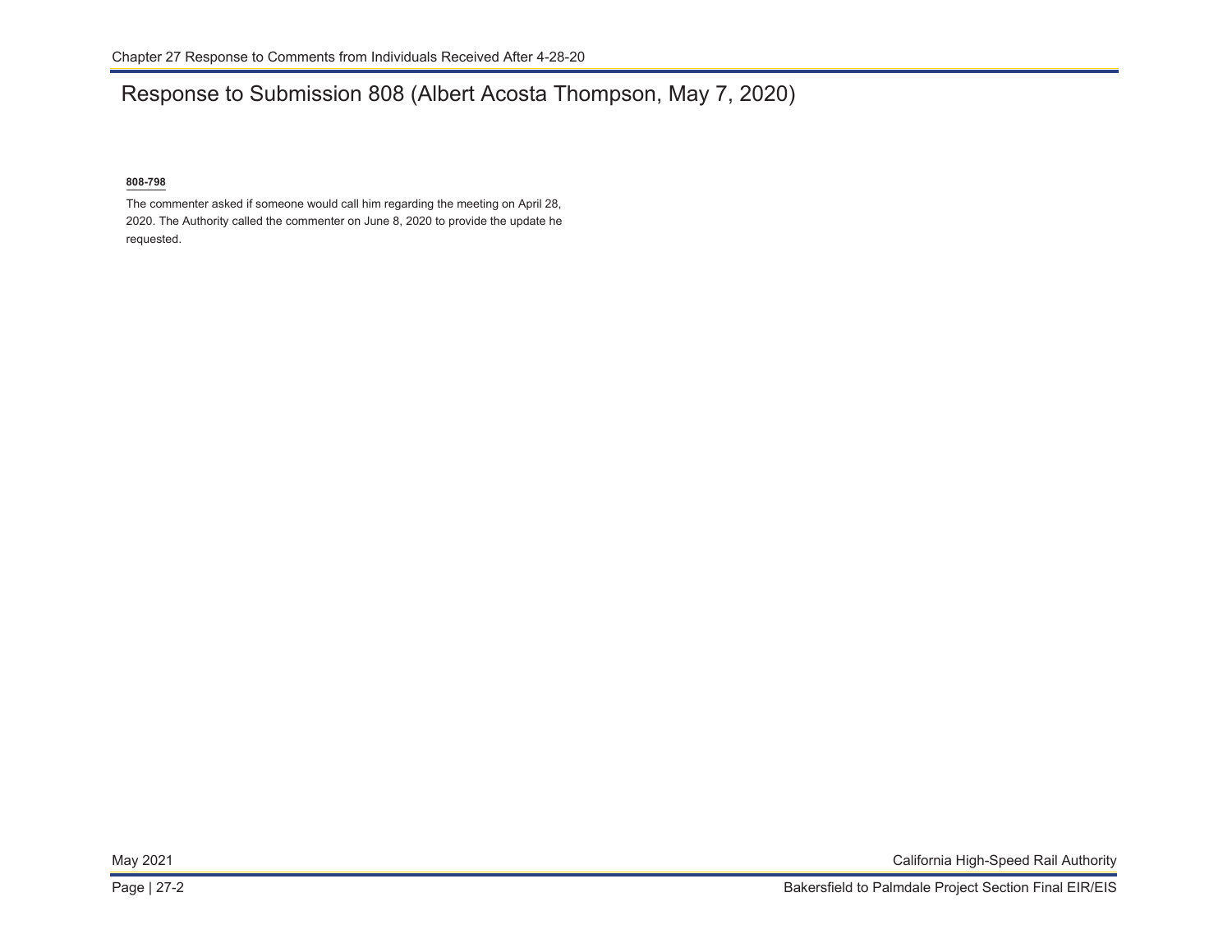## Response to Submission 808 (Albert Acosta Thompson, May 7, 2020)

**808-798**

The commenter asked if someone would call him regarding the meeting on April 28, 2020. The Authority called the commenter on June 8, 2020 to provide the update he requested.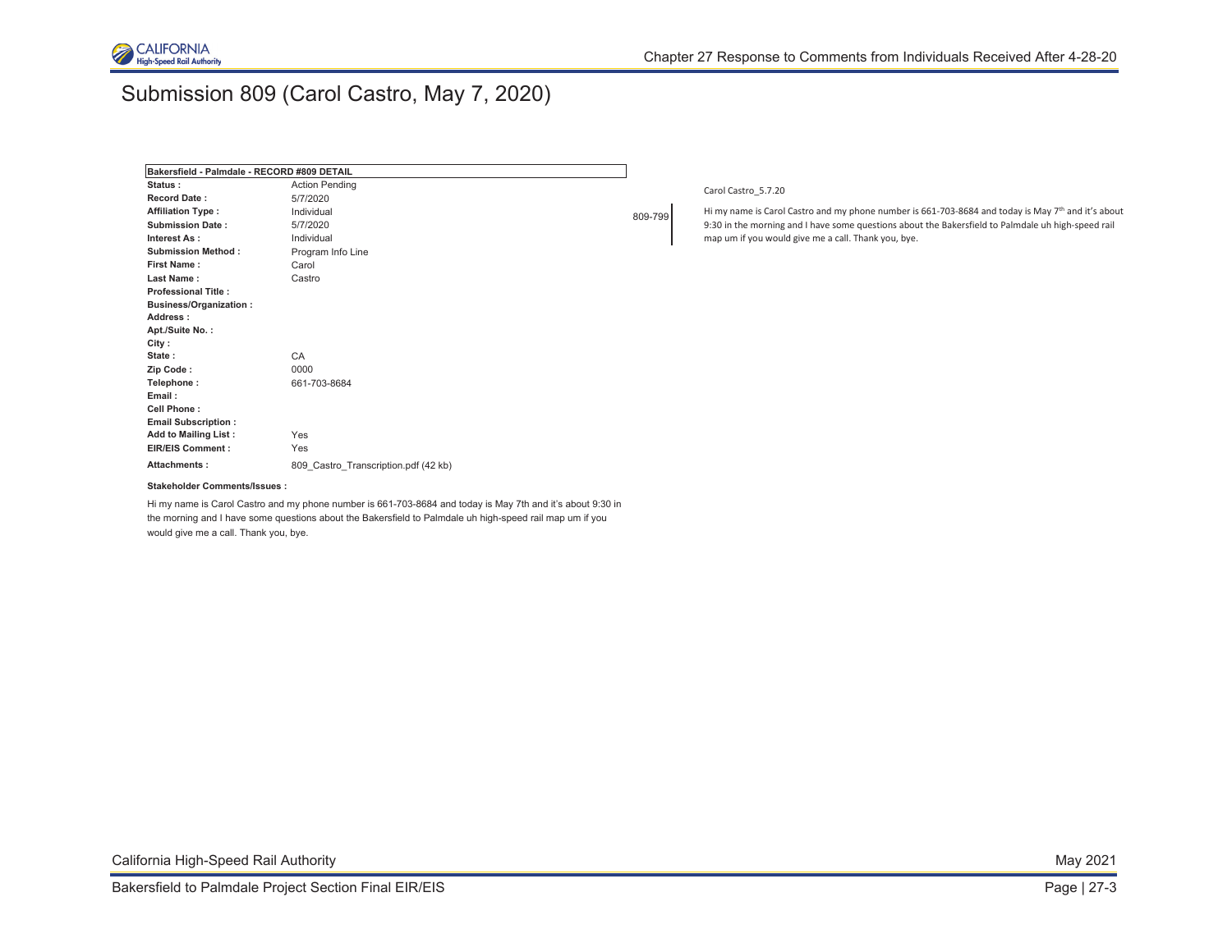# Submission 809 (Carol Castro, May 7, 2020)

| Bakersfield - Palmdale - RECORD #809 DETAIL | |
|---|---|
| **Status :** | Action Pending |
| **Record Date :** | 5/7/2020 |
| **Affiliation Type :** | Individual |
| **Submission Date :** | 5/7/2020 |
| **Interest As :** | Individual |
| **Submission Method :** | Program Info Line |
| **First Name :** | Carol |
| **Last Name :** | Castro |
| **Professional Title :** | |
| **Business/Organization :** | |
| **Address :** | |
| **Apt./Suite No. :** | |
| **City :** | |
| **State :** | CA |
| **Zip Code :** | 0000 |
| **Telephone :** | 661-703-8684 |
| **Email :** | |
| **Cell Phone :** | |
| **Email Subscription :** | |
| **Add to Mailing List :** | Yes |
| **EIR/EIS Comment :** | Yes |
| **Attachments :** | 809_Castro_Transcription.pdf (42 kb) |

**Stakeholder Comments/Issues :**

Hi my name is Carol Castro and my phone number is 661-703-8684 and today is May 7th and it's about 9:30 in the morning and I have some questions about the Bakersfield to Palmdale uh high-speed rail map um if you would give me a call. Thank you, bye.

Carol Castro_5.7.20

809-799

Hi my name is Carol Castro and my phone number is 661-703-8684 and today is May 7th and it's about 9:30 in the morning and I have some questions about the Bakersfield to Palmdale uh high-speed rail map um if you would give me a call. Thank you, bye.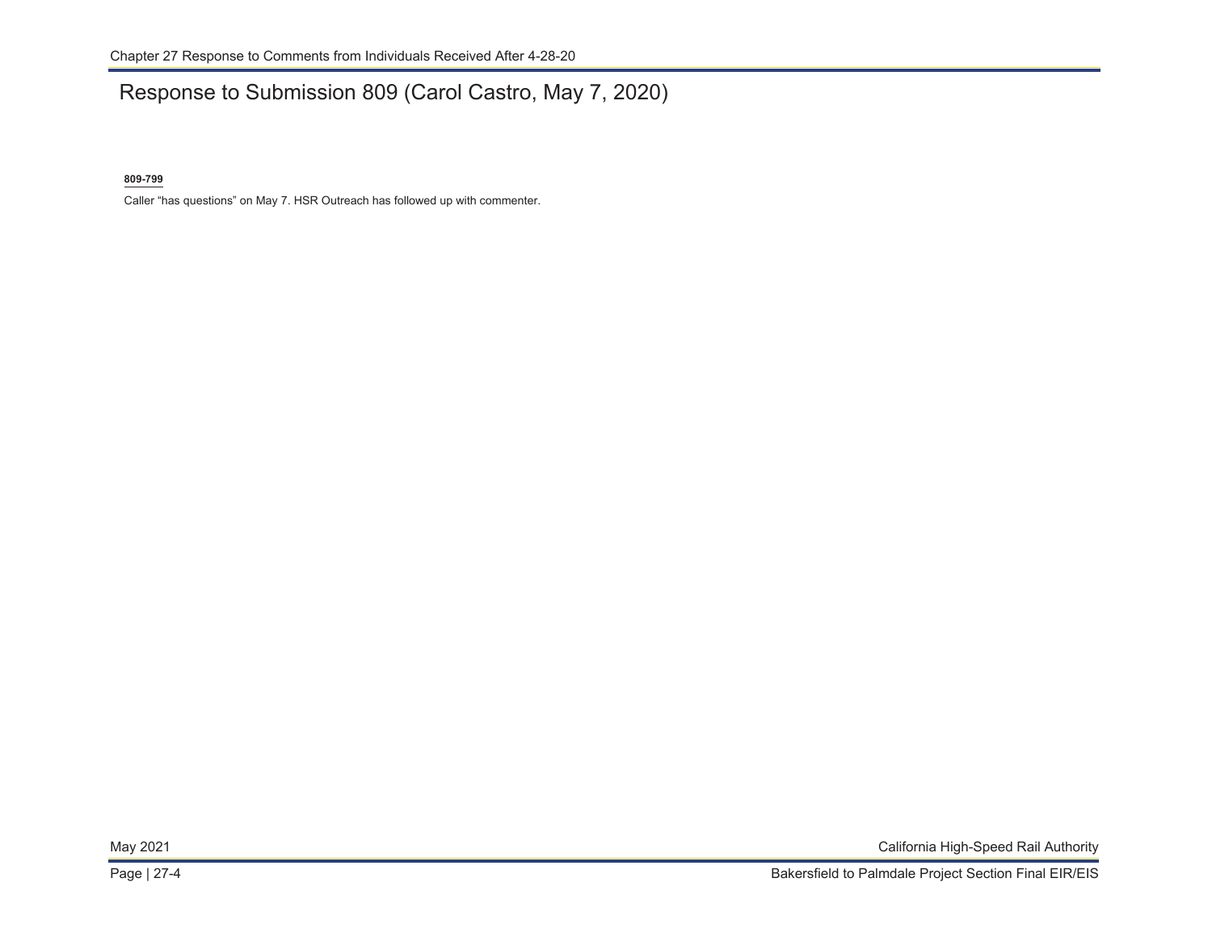# Response to Submission 809 (Carol Castro, May 7, 2020)

**809-799**

Caller "has questions" on May 7. HSR Outreach has followed up with commenter.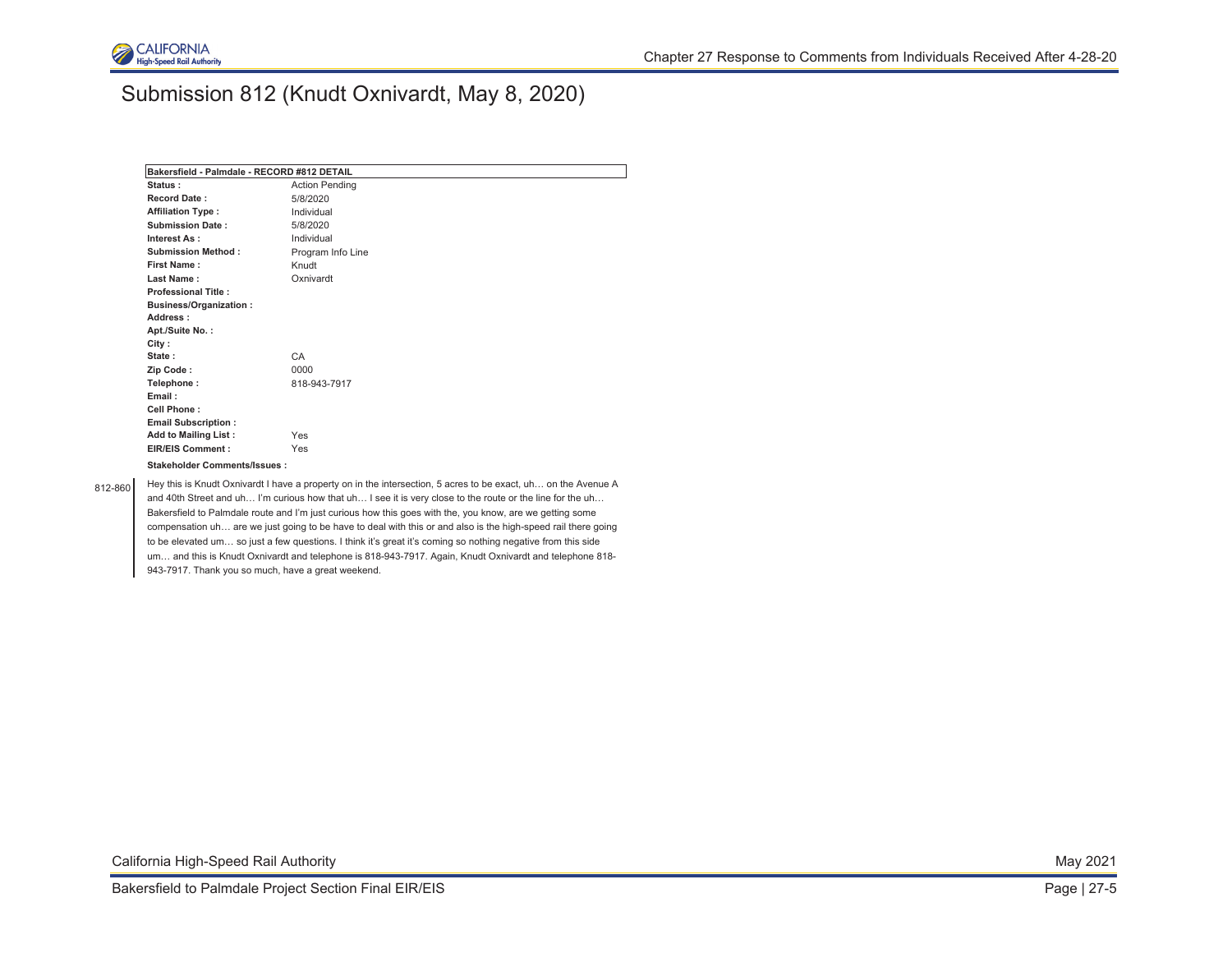# Submission 812 (Knudt Oxnivardt, May 8, 2020)

| Bakersfield - Palmdale - RECORD #812 DETAIL | |
|---|---|
| **Status :** | Action Pending |
| **Record Date :** | 5/8/2020 |
| **Affiliation Type :** | Individual |
| **Submission Date :** | 5/8/2020 |
| **Interest As :** | Individual |
| **Submission Method :** | Program Info Line |
| **First Name :** | Knudt |
| **Last Name :** | Oxnivardt |
| **Professional Title :** | |
| **Business/Organization :** | |
| **Address :** | |
| **Apt./Suite No. :** | |
| **City :** | |
| **State :** | CA |
| **Zip Code :** | 0000 |
| **Telephone :** | 818-943-7917 |
| **Email :** | |
| **Cell Phone :** | |
| **Email Subscription :** | |
| **Add to Mailing List :** | Yes |
| **EIR/EIS Comment :** | Yes |

**Stakeholder Comments/Issues :**

812-860

Hey this is Knudt Oxnivardt I have a property on in the intersection, 5 acres to be exact, uh… on the Avenue A and 40th Street and uh… I'm curious how that uh… I see it is very close to the route or the line for the uh… Bakersfield to Palmdale route and I'm just curious how this goes with the, you know, are we getting some compensation uh… are we just going to be have to deal with this or and also is the high-speed rail there going to be elevated um… so just a few questions. I think it's great it's coming so nothing negative from this side um… and this is Knudt Oxnivardt and telephone is 818-943-7917. Again, Knudt Oxnivardt and telephone 818-943-7917. Thank you so much, have a great weekend.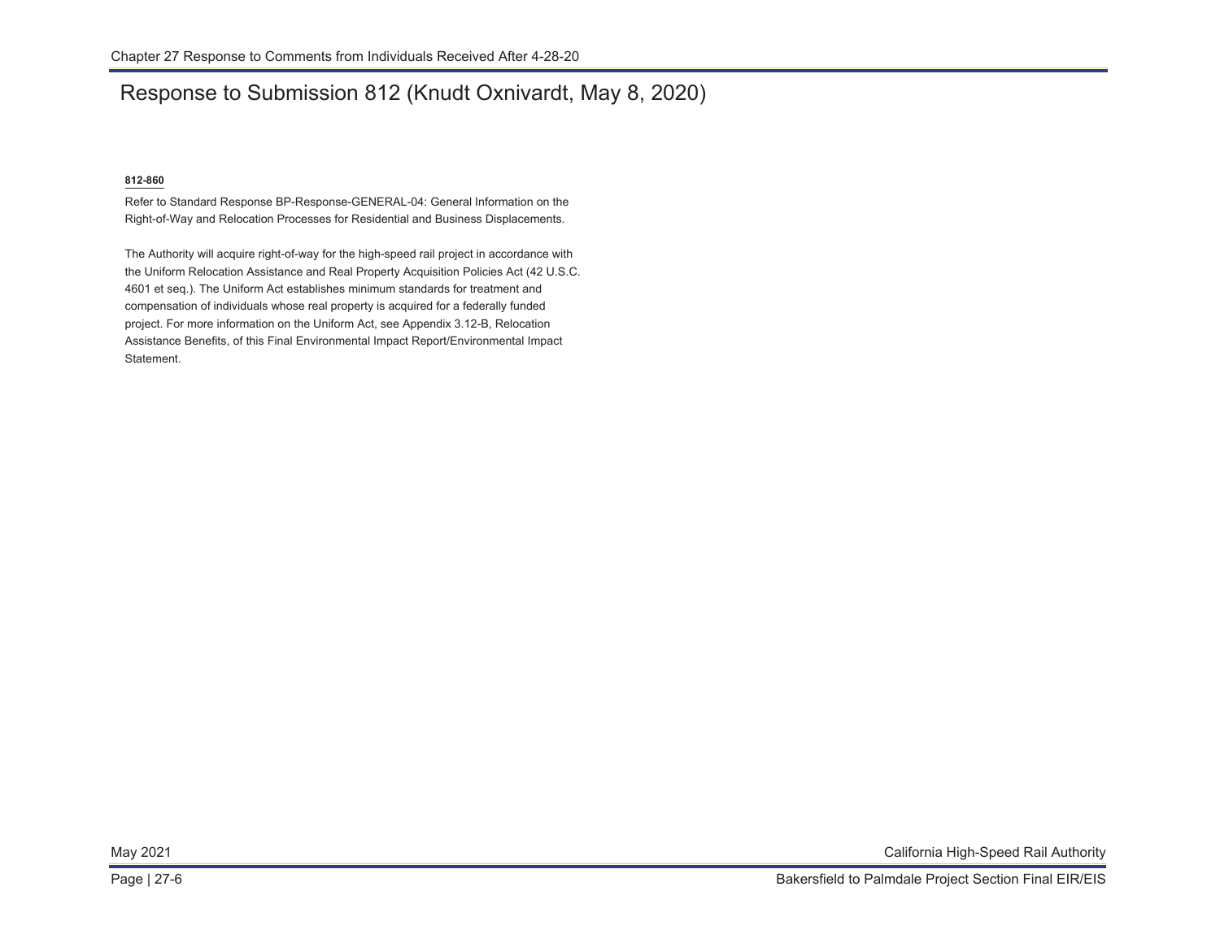# Response to Submission 812 (Knudt Oxnivardt, May 8, 2020)

**812-860**

Refer to Standard Response BP-Response-GENERAL-04: General Information on the Right-of-Way and Relocation Processes for Residential and Business Displacements.

The Authority will acquire right-of-way for the high-speed rail project in accordance with the Uniform Relocation Assistance and Real Property Acquisition Policies Act (42 U.S.C. 4601 et seq.). The Uniform Act establishes minimum standards for treatment and compensation of individuals whose real property is acquired for a federally funded project. For more information on the Uniform Act, see Appendix 3.12-B, Relocation Assistance Benefits, of this Final Environmental Impact Report/Environmental Impact Statement.